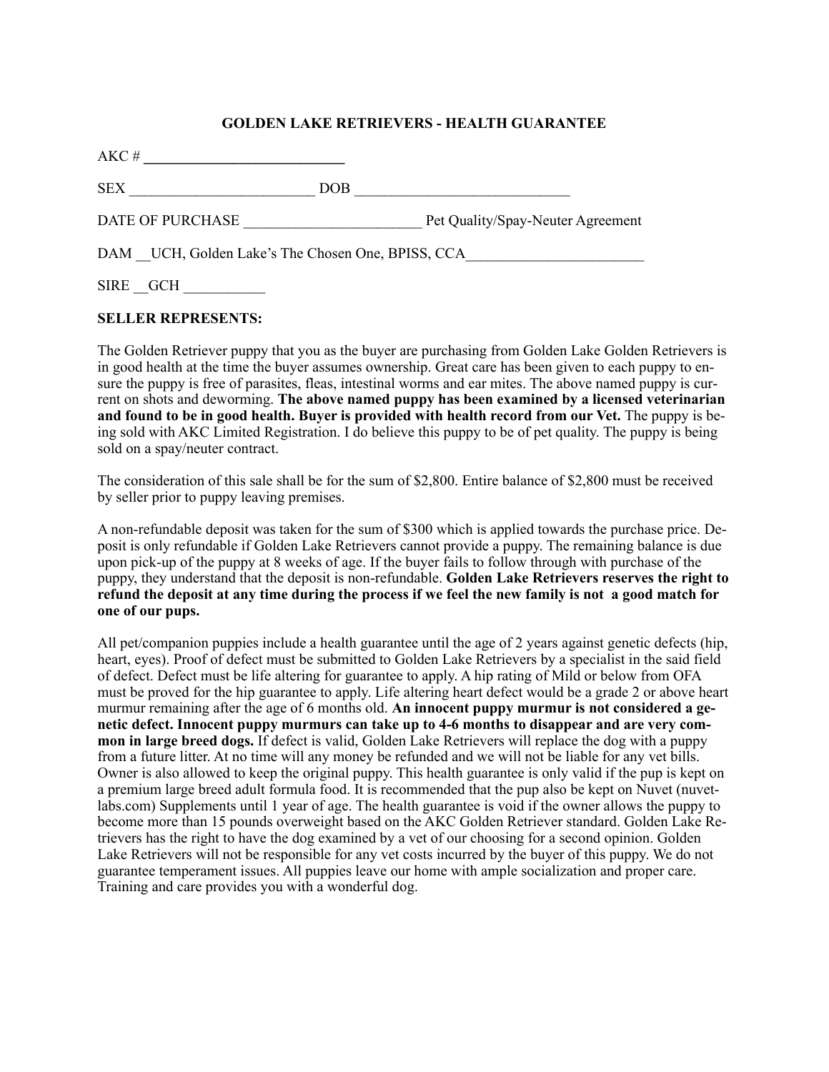# GOLDEN LAKE RETRIEVERS - HEALTH GUARANTEE

AKC # ___________________________

SEX ________________________ DOB ____________________________

DATE OF PURCHASE _______________________ Pet Quality/Spay-Neuter Agreement

DAM __UCH, Golden Lake's The Chosen One, BPISS, CCA________________________

SIRE __GCH __________

**SELLER REPRESENTS:**

The Golden Retriever puppy that you as the buyer are purchasing from Golden Lake Golden Retrievers is in good health at the time the buyer assumes ownership. Great care has been given to each puppy to ensure the puppy is free of parasites, fleas, intestinal worms and ear mites. The above named puppy is current on shots and deworming. **The above named puppy has been examined by a licensed veterinarian and found to be in good health. Buyer is provided with health record from our Vet.** The puppy is being sold with AKC Limited Registration. I do believe this puppy to be of pet quality. The puppy is being sold on a spay/neuter contract.

The consideration of this sale shall be for the sum of $2,800. Entire balance of $2,800 must be received by seller prior to puppy leaving premises.

A non-refundable deposit was taken for the sum of $300 which is applied towards the purchase price. Deposit is only refundable if Golden Lake Retrievers cannot provide a puppy. The remaining balance is due upon pick-up of the puppy at 8 weeks of age. If the buyer fails to follow through with purchase of the puppy, they understand that the deposit is non-refundable. **Golden Lake Retrievers reserves the right to refund the deposit at any time during the process if we feel the new family is not a good match for one of our pups.**

All pet/companion puppies include a health guarantee until the age of 2 years against genetic defects (hip, heart, eyes). Proof of defect must be submitted to Golden Lake Retrievers by a specialist in the said field of defect. Defect must be life altering for guarantee to apply. A hip rating of Mild or below from OFA must be proved for the hip guarantee to apply. Life altering heart defect would be a grade 2 or above heart murmur remaining after the age of 6 months old. **An innocent puppy murmur is not considered a genetic defect. Innocent puppy murmurs can take up to 4-6 months to disappear and are very common in large breed dogs.** If defect is valid, Golden Lake Retrievers will replace the dog with a puppy from a future litter. At no time will any money be refunded and we will not be liable for any vet bills. Owner is also allowed to keep the original puppy. This health guarantee is only valid if the pup is kept on a premium large breed adult formula food. It is recommended that the pup also be kept on Nuvet (nuvetlabs.com) Supplements until 1 year of age. The health guarantee is void if the owner allows the puppy to become more than 15 pounds overweight based on the AKC Golden Retriever standard. Golden Lake Retrievers has the right to have the dog examined by a vet of our choosing for a second opinion. Golden Lake Retrievers will not be responsible for any vet costs incurred by the buyer of this puppy. We do not guarantee temperament issues. All puppies leave our home with ample socialization and proper care. Training and care provides you with a wonderful dog.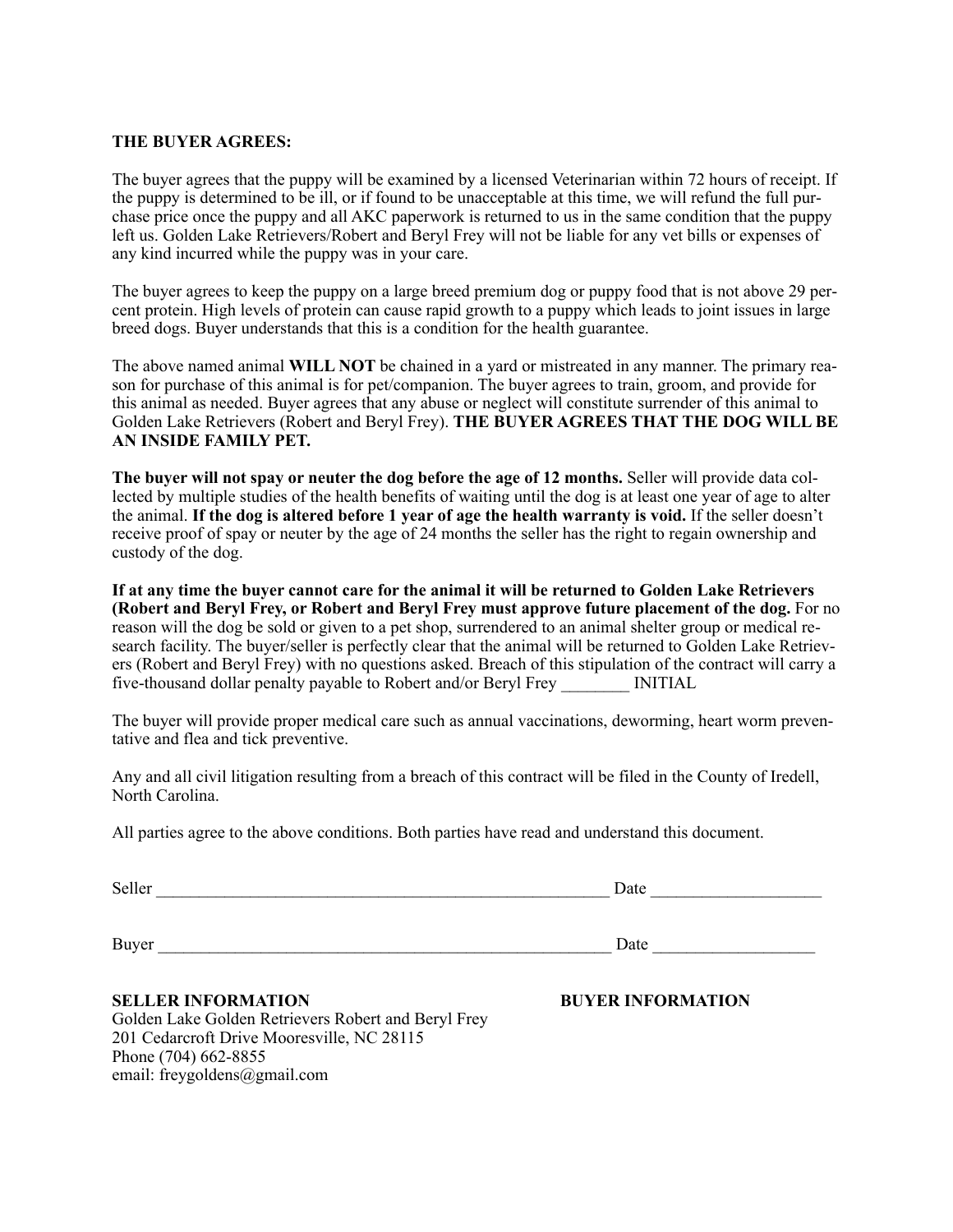**THE BUYER AGREES:**

The buyer agrees that the puppy will be examined by a licensed Veterinarian within 72 hours of receipt. If the puppy is determined to be ill, or if found to be unacceptable at this time, we will refund the full purchase price once the puppy and all AKC paperwork is returned to us in the same condition that the puppy left us. Golden Lake Retrievers/Robert and Beryl Frey will not be liable for any vet bills or expenses of any kind incurred while the puppy was in your care.

The buyer agrees to keep the puppy on a large breed premium dog or puppy food that is not above 29 percent protein. High levels of protein can cause rapid growth to a puppy which leads to joint issues in large breed dogs. Buyer understands that this is a condition for the health guarantee.

The above named animal **WILL NOT** be chained in a yard or mistreated in any manner. The primary reason for purchase of this animal is for pet/companion. The buyer agrees to train, groom, and provide for this animal as needed. Buyer agrees that any abuse or neglect will constitute surrender of this animal to Golden Lake Retrievers (Robert and Beryl Frey). **THE BUYER AGREES THAT THE DOG WILL BE AN INSIDE FAMILY PET.**

**The buyer will not spay or neuter the dog before the age of 12 months.** Seller will provide data collected by multiple studies of the health benefits of waiting until the dog is at least one year of age to alter the animal. **If the dog is altered before 1 year of age the health warranty is void.** If the seller doesn't receive proof of spay or neuter by the age of 24 months the seller has the right to regain ownership and custody of the dog.

**If at any time the buyer cannot care for the animal it will be returned to Golden Lake Retrievers (Robert and Beryl Frey, or Robert and Beryl Frey must approve future placement of the dog.** For no reason will the dog be sold or given to a pet shop, surrendered to an animal shelter group or medical research facility. The buyer/seller is perfectly clear that the animal will be returned to Golden Lake Retrievers (Robert and Beryl Frey) with no questions asked. Breach of this stipulation of the contract will carry a five-thousand dollar penalty payable to Robert and/or Beryl Frey ________ INITIAL

The buyer will provide proper medical care such as annual vaccinations, deworming, heart worm preventative and flea and tick preventive.

Any and all civil litigation resulting from a breach of this contract will be filed in the County of Iredell, North Carolina.

All parties agree to the above conditions. Both parties have read and understand this document.

Seller ________________________________________________________ Date ____________________

Buyer ________________________________________________________ Date ___________________

**SELLER INFORMATION**

Golden Lake Golden Retrievers Robert and Beryl Frey
201 Cedarcroft Drive Mooresville, NC 28115
Phone (704) 662-8855
email: freygoldens@gmail.com

**BUYER INFORMATION**